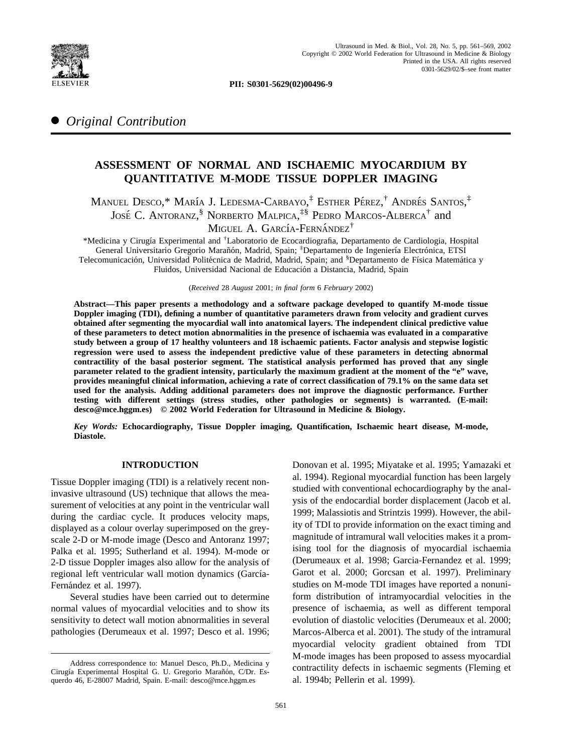PII: S0301-5629(02)00496-9

● *Original Contribution*

# ASSESSMENT OF NORMAL AND ISCHAEMIC MYOCARDIUM BY QUANTITATIVE M-MODE TISSUE DOPPLER IMAGING

Manuel Desco,* María J. Ledesma-Carbayo,[‡] Esther Pérez,[†] Andrés Santos,[‡] José C. Antoranz,[§] Norberto Malpica,[‡§] Pedro Marcos-Alberca[†] and Miguel A. García-Fernández[†]

*Medicina y Cirugía Experimental and [†]Laboratorio de Ecocardiografia, Departamento de Cardiologia, Hospital General Universitario Gregorio Marañón, Madrid, Spain; [‡]Departamento de Ingeniería Electrónica, ETSI Telecomunicación, Universidad Politécnica de Madrid, Madrid, Spain; and [§]Departamento de Física Matemática y Fluidos, Universidad Nacional de Educación a Distancia, Madrid, Spain

(*Received* 28 *August* 2001; *in final form* 6 *February* 2002)

**Abstract—This paper presents a methodology and a software package developed to quantify M-mode tissue Doppler imaging (TDI), defining a number of quantitative parameters drawn from velocity and gradient curves obtained after segmenting the myocardial wall into anatomical layers. The independent clinical predictive value of these parameters to detect motion abnormalities in the presence of ischaemia was evaluated in a comparative study between a group of 17 healthy volunteers and 18 ischaemic patients. Factor analysis and stepwise logistic regression were used to assess the independent predictive value of these parameters in detecting abnormal contractility of the basal posterior segment. The statistical analysis performed has proved that any single parameter related to the gradient intensity, particularly the maximum gradient at the moment of the "e" wave, provides meaningful clinical information, achieving a rate of correct classification of 79.1% on the same data set used for the analysis. Adding additional parameters does not improve the diagnostic performance. Further testing with different settings (stress studies, other pathologies or segments) is warranted. (E-mail: desco@mce.hggm.es) © 2002 World Federation for Ultrasound in Medicine & Biology.**

***Key Words:*** **Echocardiography, Tissue Doppler imaging, Quantification, Ischaemic heart disease, M-mode, Diastole.**

## INTRODUCTION

Tissue Doppler imaging (TDI) is a relatively recent noninvasive ultrasound (US) technique that allows the measurement of velocities at any point in the ventricular wall during the cardiac cycle. It produces velocity maps, displayed as a colour overlay superimposed on the greyscale 2-D or M-mode image (Desco and Antoranz 1997; Palka et al. 1995; Sutherland et al. 1994). M-mode or 2-D tissue Doppler images also allow for the analysis of regional left ventricular wall motion dynamics (García-Fernández et al. 1997).

Several studies have been carried out to determine normal values of myocardial velocities and to show its sensitivity to detect wall motion abnormalities in several pathologies (Derumeaux et al. 1997; Desco et al. 1996; Donovan et al. 1995; Miyatake et al. 1995; Yamazaki et al. 1994). Regional myocardial function has been largely studied with conventional echocardiography by the analysis of the endocardial border displacement (Jacob et al. 1999; Malassiotis and Strintzis 1999). However, the ability of TDI to provide information on the exact timing and magnitude of intramural wall velocities makes it a promising tool for the diagnosis of myocardial ischaemia (Derumeaux et al. 1998; Garcia-Fernandez et al. 1999; Garot et al. 2000; Gorcsan et al. 1997). Preliminary studies on M-mode TDI images have reported a nonuniform distribution of intramyocardial velocities in the presence of ischaemia, as well as different temporal evolution of diastolic velocities (Derumeaux et al. 2000; Marcos-Alberca et al. 2001). The study of the intramural myocardial velocity gradient obtained from TDI M-mode images has been proposed to assess myocardial contractility defects in ischaemic segments (Fleming et al. 1994b; Pellerin et al. 1999).

Address correspondence to: Manuel Desco, Ph.D., Medicina y Cirugía Experimental Hospital G. U. Gregorio Marañón, C/Dr. Esquerdo 46, E-28007 Madrid, Spain. E-mail: desco@mce.hggm.es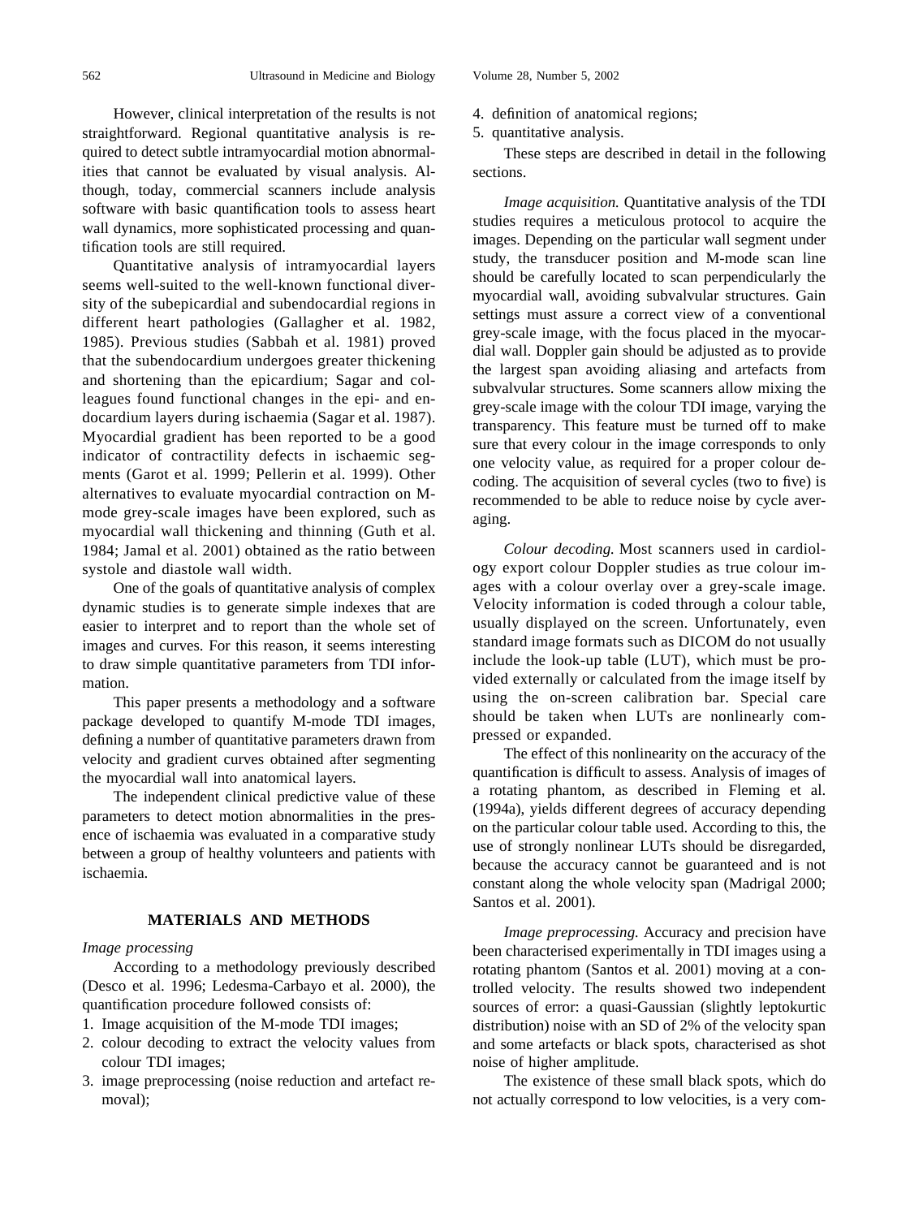However, clinical interpretation of the results is not straightforward. Regional quantitative analysis is required to detect subtle intramyocardial motion abnormalities that cannot be evaluated by visual analysis. Although, today, commercial scanners include analysis software with basic quantification tools to assess heart wall dynamics, more sophisticated processing and quantification tools are still required.

Quantitative analysis of intramyocardial layers seems well-suited to the well-known functional diversity of the subepicardial and subendocardial regions in different heart pathologies (Gallagher et al. 1982, 1985). Previous studies (Sabbah et al. 1981) proved that the subendocardium undergoes greater thickening and shortening than the epicardium; Sagar and colleagues found functional changes in the epi- and endocardium layers during ischaemia (Sagar et al. 1987). Myocardial gradient has been reported to be a good indicator of contractility defects in ischaemic segments (Garot et al. 1999; Pellerin et al. 1999). Other alternatives to evaluate myocardial contraction on M-mode grey-scale images have been explored, such as myocardial wall thickening and thinning (Guth et al. 1984; Jamal et al. 2001) obtained as the ratio between systole and diastole wall width.

One of the goals of quantitative analysis of complex dynamic studies is to generate simple indexes that are easier to interpret and to report than the whole set of images and curves. For this reason, it seems interesting to draw simple quantitative parameters from TDI information.

This paper presents a methodology and a software package developed to quantify M-mode TDI images, defining a number of quantitative parameters drawn from velocity and gradient curves obtained after segmenting the myocardial wall into anatomical layers.

The independent clinical predictive value of these parameters to detect motion abnormalities in the presence of ischaemia was evaluated in a comparative study between a group of healthy volunteers and patients with ischaemia.

## MATERIALS AND METHODS

### *Image processing*

According to a methodology previously described (Desco et al. 1996; Ledesma-Carbayo et al. 2000), the quantification procedure followed consists of:

1. Image acquisition of the M-mode TDI images;
2. colour decoding to extract the velocity values from colour TDI images;
3. image preprocessing (noise reduction and artefact removal);
4. definition of anatomical regions;
5. quantitative analysis.

These steps are described in detail in the following sections.

*Image acquisition.* Quantitative analysis of the TDI studies requires a meticulous protocol to acquire the images. Depending on the particular wall segment under study, the transducer position and M-mode scan line should be carefully located to scan perpendicularly the myocardial wall, avoiding subvalvular structures. Gain settings must assure a correct view of a conventional grey-scale image, with the focus placed in the myocardial wall. Doppler gain should be adjusted as to provide the largest span avoiding aliasing and artefacts from subvalvular structures. Some scanners allow mixing the grey-scale image with the colour TDI image, varying the transparency. This feature must be turned off to make sure that every colour in the image corresponds to only one velocity value, as required for a proper colour decoding. The acquisition of several cycles (two to five) is recommended to be able to reduce noise by cycle averaging.

*Colour decoding.* Most scanners used in cardiology export colour Doppler studies as true colour images with a colour overlay over a grey-scale image. Velocity information is coded through a colour table, usually displayed on the screen. Unfortunately, even standard image formats such as DICOM do not usually include the look-up table (LUT), which must be provided externally or calculated from the image itself by using the on-screen calibration bar. Special care should be taken when LUTs are nonlinearly compressed or expanded.

The effect of this nonlinearity on the accuracy of the quantification is difficult to assess. Analysis of images of a rotating phantom, as described in Fleming et al. (1994a), yields different degrees of accuracy depending on the particular colour table used. According to this, the use of strongly nonlinear LUTs should be disregarded, because the accuracy cannot be guaranteed and is not constant along the whole velocity span (Madrigal 2000; Santos et al. 2001).

*Image preprocessing.* Accuracy and precision have been characterised experimentally in TDI images using a rotating phantom (Santos et al. 2001) moving at a controlled velocity. The results showed two independent sources of error: a quasi-Gaussian (slightly leptokurtic distribution) noise with an SD of 2% of the velocity span and some artefacts or black spots, characterised as shot noise of higher amplitude.

The existence of these small black spots, which do not actually correspond to low velocities, is a very com-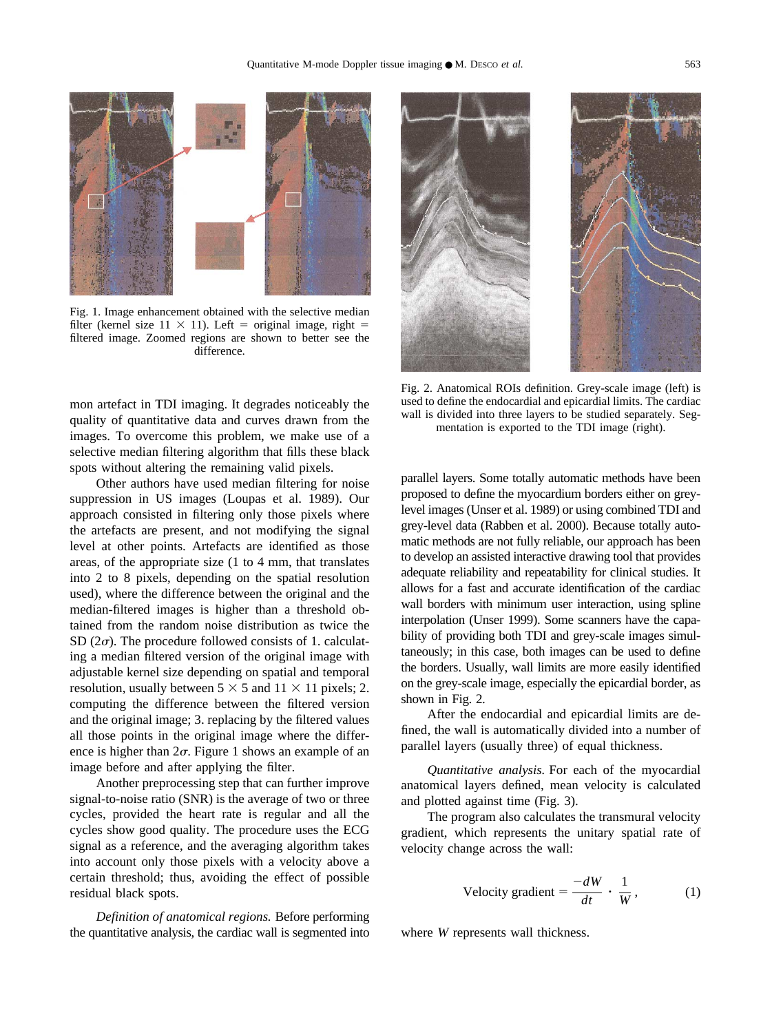Fig. 1. Image enhancement obtained with the selective median filter (kernel size 11 × 11). Left = original image, right = filtered image. Zoomed regions are shown to better see the difference.

Fig. 2. Anatomical ROIs definition. Grey-scale image (left) is used to define the endocardial and epicardial limits. The cardiac wall is divided into three layers to be studied separately. Segmentation is exported to the TDI image (right).

mon artefact in TDI imaging. It degrades noticeably the quality of quantitative data and curves drawn from the images. To overcome this problem, we make use of a selective median filtering algorithm that fills these black spots without altering the remaining valid pixels.

Other authors have used median filtering for noise suppression in US images (Loupas et al. 1989). Our approach consisted in filtering only those pixels where the artefacts are present, and not modifying the signal level at other points. Artefacts are identified as those areas, of the appropriate size (1 to 4 mm, that translates into 2 to 8 pixels, depending on the spatial resolution used), where the difference between the original and the median-filtered images is higher than a threshold obtained from the random noise distribution as twice the SD ($2\sigma$). The procedure followed consists of 1. calculating a median filtered version of the original image with adjustable kernel size depending on spatial and temporal resolution, usually between 5 × 5 and 11 × 11 pixels; 2. computing the difference between the filtered version and the original image; 3. replacing by the filtered values all those points in the original image where the difference is higher than $2\sigma$. Figure 1 shows an example of an image before and after applying the filter.

Another preprocessing step that can further improve signal-to-noise ratio (SNR) is the average of two or three cycles, provided the heart rate is regular and all the cycles show good quality. The procedure uses the ECG signal as a reference, and the averaging algorithm takes into account only those pixels with a velocity above a certain threshold; thus, avoiding the effect of possible residual black spots.

*Definition of anatomical regions.* Before performing the quantitative analysis, the cardiac wall is segmented into parallel layers. Some totally automatic methods have been proposed to define the myocardium borders either on grey-level images (Unser et al. 1989) or using combined TDI and grey-level data (Rabben et al. 2000). Because totally automatic methods are not fully reliable, our approach has been to develop an assisted interactive drawing tool that provides adequate reliability and repeatability for clinical studies. It allows for a fast and accurate identification of the cardiac wall borders with minimum user interaction, using spline interpolation (Unser 1999). Some scanners have the capability of providing both TDI and grey-scale images simultaneously; in this case, both images can be used to define the borders. Usually, wall limits are more easily identified on the grey-scale image, especially the epicardial border, as shown in Fig. 2.

After the endocardial and epicardial limits are defined, the wall is automatically divided into a number of parallel layers (usually three) of equal thickness.

*Quantitative analysis.* For each of the myocardial anatomical layers defined, mean velocity is calculated and plotted against time (Fig. 3).

The program also calculates the transmural velocity gradient, which represents the unitary spatial rate of velocity change across the wall:

$$\text{Velocity gradient} = \frac{-dW}{dt} \cdot \frac{1}{W}, \qquad (1)$$

where $W$ represents wall thickness.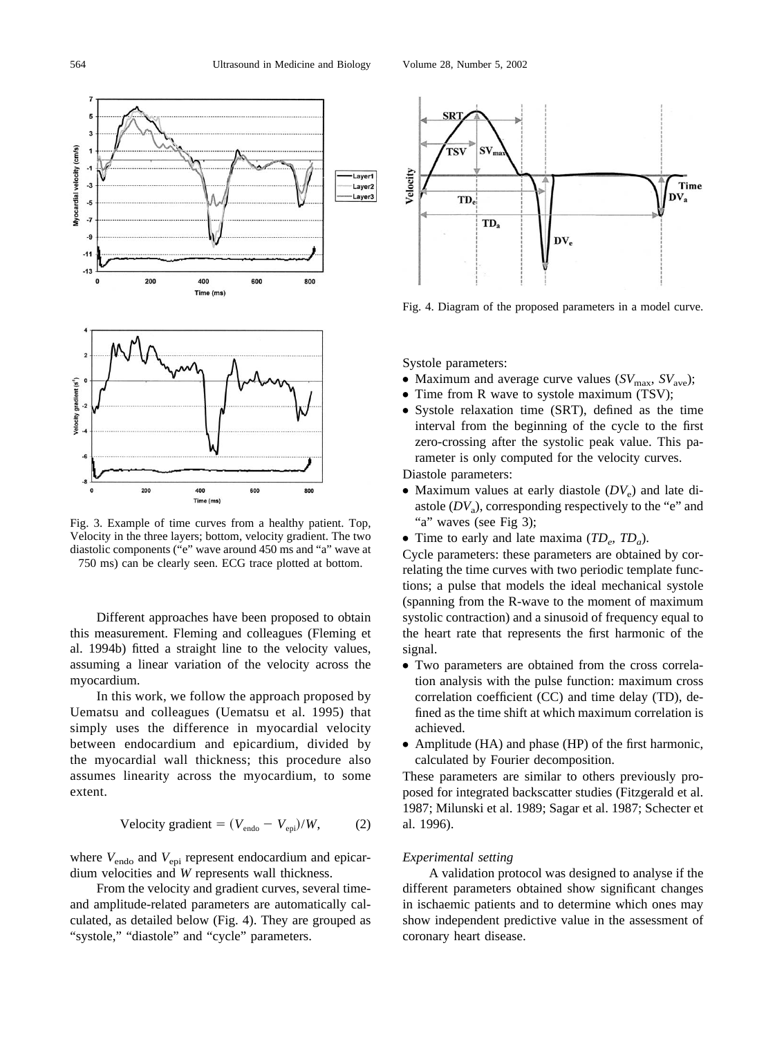Fig. 3. Example of time curves from a healthy patient. Top, Velocity in the three layers; bottom, velocity gradient. The two diastolic components ("e" wave around 450 ms and "a" wave at 750 ms) can be clearly seen. ECG trace plotted at bottom.

Different approaches have been proposed to obtain this measurement. Fleming and colleagues (Fleming et al. 1994b) fitted a straight line to the velocity values, assuming a linear variation of the velocity across the myocardium.

In this work, we follow the approach proposed by Uematsu and colleagues (Uematsu et al. 1995) that simply uses the difference in myocardial velocity between endocardium and epicardium, divided by the myocardial wall thickness; this procedure also assumes linearity across the myocardium, to some extent.

$$\text{Velocity gradient} = (V_{\text{endo}} - V_{\text{epi}})/W, \qquad (2)$$

where $V_{\text{endo}}$ and $V_{\text{epi}}$ represent endocardium and epicardium velocities and $W$ represents wall thickness.

From the velocity and gradient curves, several time- and amplitude-related parameters are automatically calculated, as detailed below (Fig. 4). They are grouped as "systole," "diastole" and "cycle" parameters.

Fig. 4. Diagram of the proposed parameters in a model curve.

Systole parameters:

- Maximum and average curve values ($SV_{\text{max}}$, $SV_{\text{ave}}$);
- Time from R wave to systole maximum (TSV);
- Systole relaxation time (SRT), defined as the time interval from the beginning of the cycle to the first zero-crossing after the systolic peak value. This parameter is only computed for the velocity curves.

Diastole parameters:

- Maximum values at early diastole ($DV_{\text{e}}$) and late diastole ($DV_{\text{a}}$), corresponding respectively to the "e" and "a" waves (see Fig 3);
- Time to early and late maxima ($TD_e$, $TD_a$).

Cycle parameters: these parameters are obtained by correlating the time curves with two periodic template functions; a pulse that models the ideal mechanical systole (spanning from the R-wave to the moment of maximum systolic contraction) and a sinusoid of frequency equal to the heart rate that represents the first harmonic of the signal.

- Two parameters are obtained from the cross correlation analysis with the pulse function: maximum cross correlation coefficient (CC) and time delay (TD), defined as the time shift at which maximum correlation is achieved.
- Amplitude (HA) and phase (HP) of the first harmonic, calculated by Fourier decomposition.

These parameters are similar to others previously proposed for integrated backscatter studies (Fitzgerald et al. 1987; Milunski et al. 1989; Sagar et al. 1987; Schecter et al. 1996).

*Experimental setting*

A validation protocol was designed to analyse if the different parameters obtained show significant changes in ischaemic patients and to determine which ones may show independent predictive value in the assessment of coronary heart disease.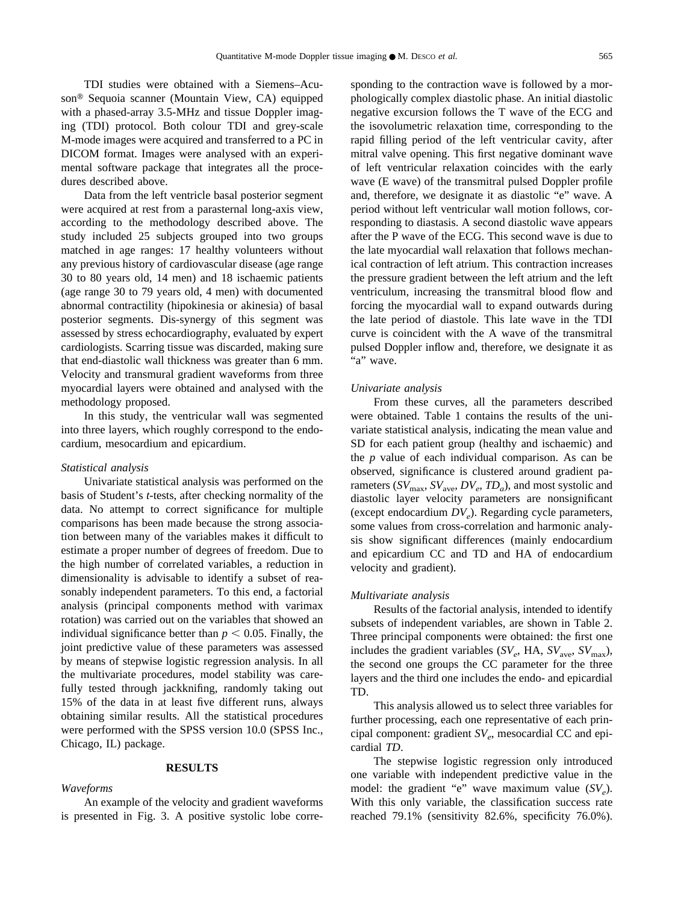TDI studies were obtained with a Siemens–Acuson® Sequoia scanner (Mountain View, CA) equipped with a phased-array 3.5-MHz and tissue Doppler imaging (TDI) protocol. Both colour TDI and grey-scale M-mode images were acquired and transferred to a PC in DICOM format. Images were analysed with an experimental software package that integrates all the procedures described above.

Data from the left ventricle basal posterior segment were acquired at rest from a parasternal long-axis view, according to the methodology described above. The study included 25 subjects grouped into two groups matched in age ranges: 17 healthy volunteers without any previous history of cardiovascular disease (age range 30 to 80 years old, 14 men) and 18 ischaemic patients (age range 30 to 79 years old, 4 men) with documented abnormal contractility (hipokinesia or akinesia) of basal posterior segments. Dis-synergy of this segment was assessed by stress echocardiography, evaluated by expert cardiologists. Scarring tissue was discarded, making sure that end-diastolic wall thickness was greater than 6 mm. Velocity and transmural gradient waveforms from three myocardial layers were obtained and analysed with the methodology proposed.

In this study, the ventricular wall was segmented into three layers, which roughly correspond to the endocardium, mesocardium and epicardium.

### *Statistical analysis*

Univariate statistical analysis was performed on the basis of Student's *t*-tests, after checking normality of the data. No attempt to correct significance for multiple comparisons has been made because the strong association between many of the variables makes it difficult to estimate a proper number of degrees of freedom. Due to the high number of correlated variables, a reduction in dimensionality is advisable to identify a subset of reasonably independent parameters. To this end, a factorial analysis (principal components method with varimax rotation) was carried out on the variables that showed an individual significance better than $p < 0.05$. Finally, the joint predictive value of these parameters was assessed by means of stepwise logistic regression analysis. In all the multivariate procedures, model stability was carefully tested through jackknifing, randomly taking out 15% of the data in at least five different runs, always obtaining similar results. All the statistical procedures were performed with the SPSS version 10.0 (SPSS Inc., Chicago, IL) package.

## RESULTS

### *Waveforms*

An example of the velocity and gradient waveforms is presented in Fig. 3. A positive systolic lobe corresponding to the contraction wave is followed by a morphologically complex diastolic phase. An initial diastolic negative excursion follows the T wave of the ECG and the isovolumetric relaxation time, corresponding to the rapid filling period of the left ventricular cavity, after mitral valve opening. This first negative dominant wave of left ventricular relaxation coincides with the early wave (E wave) of the transmitral pulsed Doppler profile and, therefore, we designate it as diastolic "e" wave. A period without left ventricular wall motion follows, corresponding to diastasis. A second diastolic wave appears after the P wave of the ECG. This second wave is due to the late myocardial wall relaxation that follows mechanical contraction of left atrium. This contraction increases the pressure gradient between the left atrium and the left ventriculum, increasing the transmitral blood flow and forcing the myocardial wall to expand outwards during the late period of diastole. This late wave in the TDI curve is coincident with the A wave of the transmitral pulsed Doppler inflow and, therefore, we designate it as "a" wave.

### *Univariate analysis*

From these curves, all the parameters described were obtained. Table 1 contains the results of the univariate statistical analysis, indicating the mean value and SD for each patient group (healthy and ischaemic) and the *p* value of each individual comparison. As can be observed, significance is clustered around gradient parameters ($SV_{max}$, $SV_{ave}$, $DV_e$, $TD_a$), and most systolic and diastolic layer velocity parameters are nonsignificant (except endocardium $DV_e$). Regarding cycle parameters, some values from cross-correlation and harmonic analysis show significant differences (mainly endocardium and epicardium CC and TD and HA of endocardium velocity and gradient).

### *Multivariate analysis*

Results of the factorial analysis, intended to identify subsets of independent variables, are shown in Table 2. Three principal components were obtained: the first one includes the gradient variables ($SV_e$, HA, $SV_{ave}$, $SV_{max}$), the second one groups the CC parameter for the three layers and the third one includes the endo- and epicardial TD.

This analysis allowed us to select three variables for further processing, each one representative of each principal component: gradient $SV_e$, mesocardial CC and epicardial *TD*.

The stepwise logistic regression only introduced one variable with independent predictive value in the model: the gradient "e" wave maximum value ($SV_e$). With this only variable, the classification success rate reached 79.1% (sensitivity 82.6%, specificity 76.0%).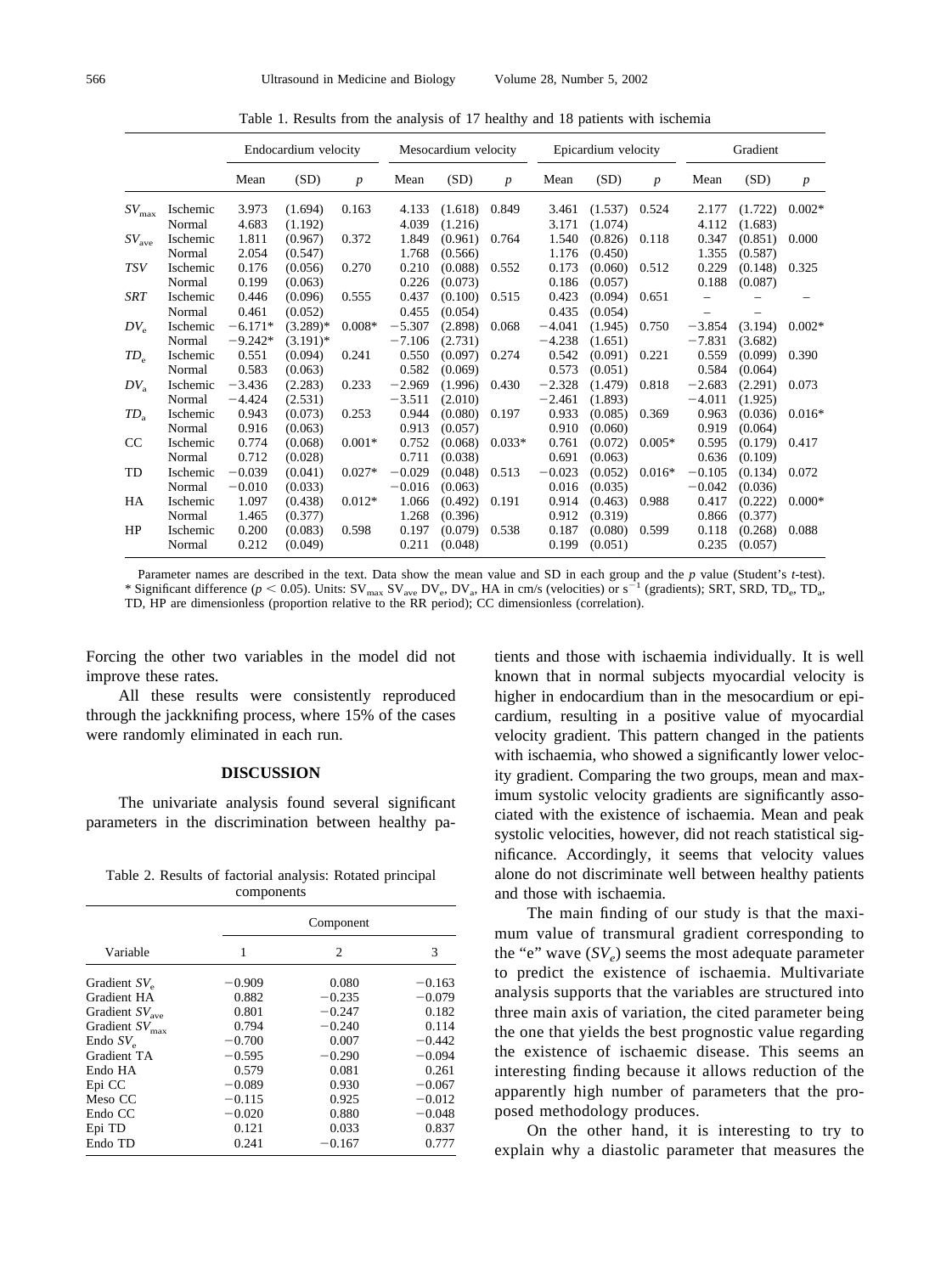Table 1. Results from the analysis of 17 healthy and 18 patients with ischemia

| | | Endocardium velocity | | | Mesocardium velocity | | | Epicardium velocity | | | Gradient | | |
|---|---|---|---|---|---|---|---|---|---|---|---|---|---|
| | | Mean | (SD) | $p$ | Mean | (SD) | $p$ | Mean | (SD) | $p$ | Mean | (SD) | $p$ |
| $SV_{max}$ | Ischemic | 3.973 | (1.694) | 0.163 | 4.133 | (1.618) | 0.849 | 3.461 | (1.537) | 0.524 | 2.177 | (1.722) | 0.002* |
| | Normal | 4.683 | (1.192) | | 4.039 | (1.216) | | 3.171 | (1.074) | | 4.112 | (1.683) | |
| $SV_{ave}$ | Ischemic | 1.811 | (0.967) | 0.372 | 1.849 | (0.961) | 0.764 | 1.540 | (0.826) | 0.118 | 0.347 | (0.851) | 0.000 |
| | Normal | 2.054 | (0.547) | | 1.768 | (0.566) | | 1.176 | (0.450) | | 1.355 | (0.587) | |
| *TSV* | Ischemic | 0.176 | (0.056) | 0.270 | 0.210 | (0.088) | 0.552 | 0.173 | (0.060) | 0.512 | 0.229 | (0.148) | 0.325 |
| | Normal | 0.199 | (0.063) | | 0.226 | (0.073) | | 0.186 | (0.057) | | 0.188 | (0.087) | |
| *SRT* | Ischemic | 0.446 | (0.096) | 0.555 | 0.437 | (0.100) | 0.515 | 0.423 | (0.094) | 0.651 | – | – | – |
| | Normal | 0.461 | (0.052) | | 0.455 | (0.054) | | 0.435 | (0.054) | | – | – | |
| $DV_e$ | Ischemic | −6.171* | (3.289)* | 0.008* | −5.307 | (2.898) | 0.068 | −4.041 | (1.945) | 0.750 | −3.854 | (3.194) | 0.002* |
| | Normal | −9.242* | (3.191)* | | −7.106 | (2.731) | | −4.238 | (1.651) | | −7.831 | (3.682) | |
| $TD_e$ | Ischemic | 0.551 | (0.094) | 0.241 | 0.550 | (0.097) | 0.274 | 0.542 | (0.091) | 0.221 | 0.559 | (0.099) | 0.390 |
| | Normal | 0.583 | (0.063) | | 0.582 | (0.069) | | 0.573 | (0.051) | | 0.584 | (0.064) | |
| $DV_a$ | Ischemic | −3.436 | (2.283) | 0.233 | −2.969 | (1.996) | 0.430 | −2.328 | (1.479) | 0.818 | −2.683 | (2.291) | 0.073 |
| | Normal | −4.424 | (2.531) | | −3.511 | (2.010) | | −2.461 | (1.893) | | −4.011 | (1.925) | |
| $TD_a$ | Ischemic | 0.943 | (0.073) | 0.253 | 0.944 | (0.080) | 0.197 | 0.933 | (0.085) | 0.369 | 0.963 | (0.036) | 0.016* |
| | Normal | 0.916 | (0.063) | | 0.913 | (0.057) | | 0.910 | (0.060) | | 0.919 | (0.064) | |
| CC | Ischemic | 0.774 | (0.068) | 0.001* | 0.752 | (0.068) | 0.033* | 0.761 | (0.072) | 0.005* | 0.595 | (0.179) | 0.417 |
| | Normal | 0.712 | (0.028) | | 0.711 | (0.038) | | 0.691 | (0.063) | | 0.636 | (0.109) | |
| TD | Ischemic | −0.039 | (0.041) | 0.027* | −0.029 | (0.048) | 0.513 | −0.023 | (0.052) | 0.016* | −0.105 | (0.134) | 0.072 |
| | Normal | −0.010 | (0.033) | | −0.016 | (0.063) | | 0.016 | (0.035) | | −0.042 | (0.036) | |
| HA | Ischemic | 1.097 | (0.438) | 0.012* | 1.066 | (0.492) | 0.191 | 0.914 | (0.463) | 0.988 | 0.417 | (0.222) | 0.000* |
| | Normal | 1.465 | (0.377) | | 1.268 | (0.396) | | 0.912 | (0.319) | | 0.866 | (0.377) | |
| HP | Ischemic | 0.200 | (0.083) | 0.598 | 0.197 | (0.079) | 0.538 | 0.187 | (0.080) | 0.599 | 0.118 | (0.268) | 0.088 |
| | Normal | 0.212 | (0.049) | | 0.211 | (0.048) | | 0.199 | (0.051) | | 0.235 | (0.057) | |

Parameter names are described in the text. Data show the mean value and SD in each group and the $p$ value (Student's $t$-test). * Significant difference ($p < 0.05$). Units: $SV_{max}$ $SV_{ave}$ $DV_e$, $DV_a$, HA in cm/s (velocities) or $s^{-1}$ (gradients); SRT, SRD, $TD_e$, $TD_a$, TD, HP are dimensionless (proportion relative to the RR period); CC dimensionless (correlation).

Forcing the other two variables in the model did not improve these rates.

All these results were consistently reproduced through the jackknifing process, where 15% of the cases were randomly eliminated in each run.

## DISCUSSION

The univariate analysis found several significant parameters in the discrimination between healthy patients and those with ischaemia individually. It is well known that in normal subjects myocardial velocity is higher in endocardium than in the mesocardium or epicardium, resulting in a positive value of myocardial velocity gradient. This pattern changed in the patients with ischaemia, who showed a significantly lower velocity gradient. Comparing the two groups, mean and maximum systolic velocity gradients are significantly associated with the existence of ischaemia. Mean and peak systolic velocities, however, did not reach statistical significance. Accordingly, it seems that velocity values alone do not discriminate well between healthy patients and those with ischaemia.

Table 2. Results of factorial analysis: Rotated principal components

| Variable | Component 1 | 2 | 3 |
|---|---|---|---|
| Gradient $SV_e$ | −0.909 | 0.080 | −0.163 |
| Gradient HA | 0.882 | −0.235 | −0.079 |
| Gradient $SV_{ave}$ | 0.801 | −0.247 | 0.182 |
| Gradient $SV_{max}$ | 0.794 | −0.240 | 0.114 |
| Endo $SV_e$ | −0.700 | 0.007 | −0.442 |
| Gradient TA | −0.595 | −0.290 | −0.094 |
| Endo HA | 0.579 | 0.081 | 0.261 |
| Epi CC | −0.089 | 0.930 | −0.067 |
| Meso CC | −0.115 | 0.925 | −0.012 |
| Endo CC | −0.020 | 0.880 | −0.048 |
| Epi TD | 0.121 | 0.033 | 0.837 |
| Endo TD | 0.241 | −0.167 | 0.777 |

The main finding of our study is that the maximum value of transmural gradient corresponding to the "e" wave ($SV_e$) seems the most adequate parameter to predict the existence of ischaemia. Multivariate analysis supports that the variables are structured into three main axis of variation, the cited parameter being the one that yields the best prognostic value regarding the existence of ischaemic disease. This seems an interesting finding because it allows reduction of the apparently high number of parameters that the proposed methodology produces.

On the other hand, it is interesting to try to explain why a diastolic parameter that measures the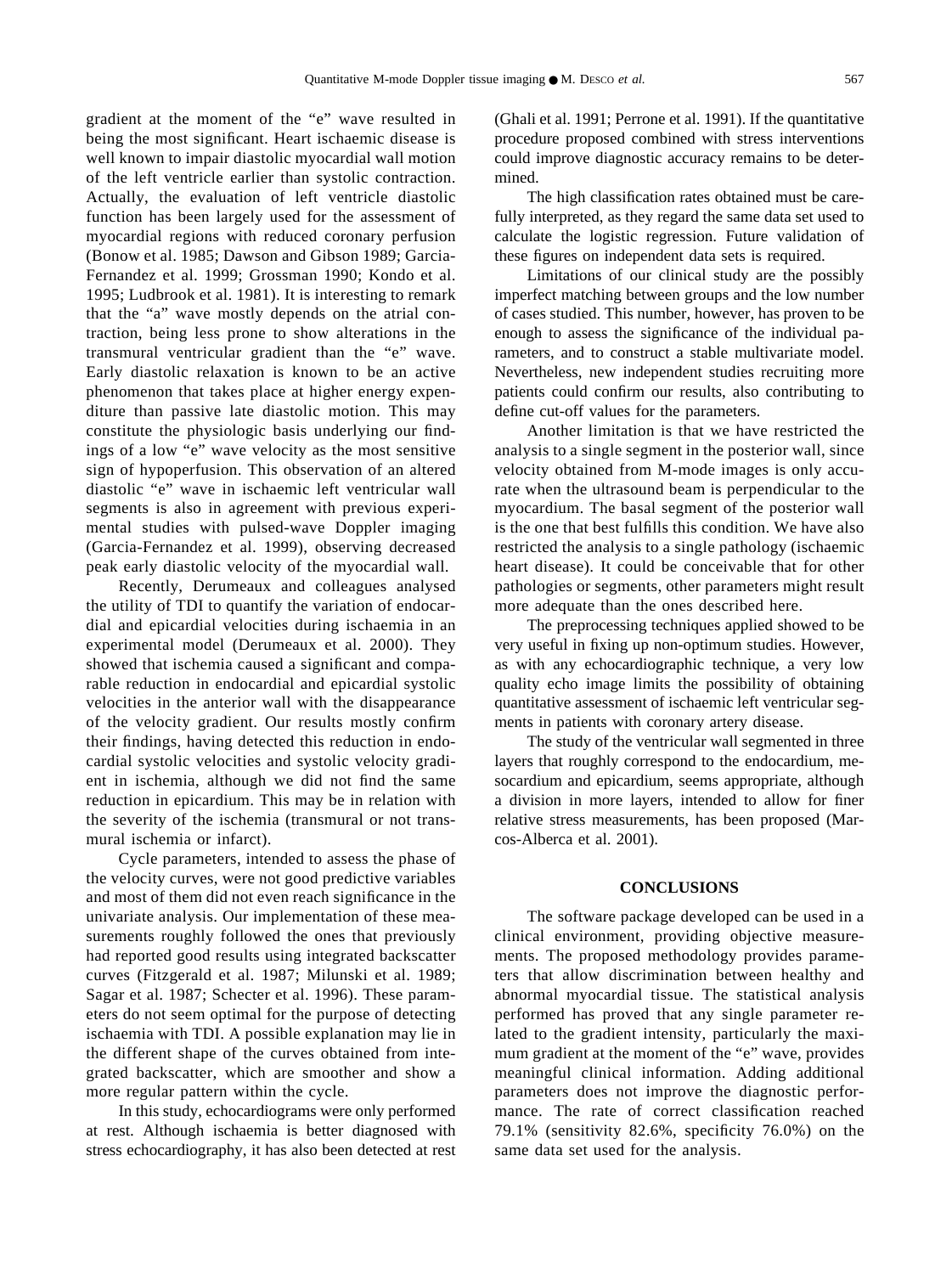gradient at the moment of the "e" wave resulted in being the most significant. Heart ischaemic disease is well known to impair diastolic myocardial wall motion of the left ventricle earlier than systolic contraction. Actually, the evaluation of left ventricle diastolic function has been largely used for the assessment of myocardial regions with reduced coronary perfusion (Bonow et al. 1985; Dawson and Gibson 1989; Garcia-Fernandez et al. 1999; Grossman 1990; Kondo et al. 1995; Ludbrook et al. 1981). It is interesting to remark that the "a" wave mostly depends on the atrial contraction, being less prone to show alterations in the transmural ventricular gradient than the "e" wave. Early diastolic relaxation is known to be an active phenomenon that takes place at higher energy expenditure than passive late diastolic motion. This may constitute the physiologic basis underlying our findings of a low "e" wave velocity as the most sensitive sign of hypoperfusion. This observation of an altered diastolic "e" wave in ischaemic left ventricular wall segments is also in agreement with previous experimental studies with pulsed-wave Doppler imaging (Garcia-Fernandez et al. 1999), observing decreased peak early diastolic velocity of the myocardial wall.

Recently, Derumeaux and colleagues analysed the utility of TDI to quantify the variation of endocardial and epicardial velocities during ischaemia in an experimental model (Derumeaux et al. 2000). They showed that ischemia caused a significant and comparable reduction in endocardial and epicardial systolic velocities in the anterior wall with the disappearance of the velocity gradient. Our results mostly confirm their findings, having detected this reduction in endocardial systolic velocities and systolic velocity gradient in ischemia, although we did not find the same reduction in epicardium. This may be in relation with the severity of the ischemia (transmural or not transmural ischemia or infarct).

Cycle parameters, intended to assess the phase of the velocity curves, were not good predictive variables and most of them did not even reach significance in the univariate analysis. Our implementation of these measurements roughly followed the ones that previously had reported good results using integrated backscatter curves (Fitzgerald et al. 1987; Milunski et al. 1989; Sagar et al. 1987; Schecter et al. 1996). These parameters do not seem optimal for the purpose of detecting ischaemia with TDI. A possible explanation may lie in the different shape of the curves obtained from integrated backscatter, which are smoother and show a more regular pattern within the cycle.

In this study, echocardiograms were only performed at rest. Although ischaemia is better diagnosed with stress echocardiography, it has also been detected at rest (Ghali et al. 1991; Perrone et al. 1991). If the quantitative procedure proposed combined with stress interventions could improve diagnostic accuracy remains to be determined.

The high classification rates obtained must be carefully interpreted, as they regard the same data set used to calculate the logistic regression. Future validation of these figures on independent data sets is required.

Limitations of our clinical study are the possibly imperfect matching between groups and the low number of cases studied. This number, however, has proven to be enough to assess the significance of the individual parameters, and to construct a stable multivariate model. Nevertheless, new independent studies recruiting more patients could confirm our results, also contributing to define cut-off values for the parameters.

Another limitation is that we have restricted the analysis to a single segment in the posterior wall, since velocity obtained from M-mode images is only accurate when the ultrasound beam is perpendicular to the myocardium. The basal segment of the posterior wall is the one that best fulfills this condition. We have also restricted the analysis to a single pathology (ischaemic heart disease). It could be conceivable that for other pathologies or segments, other parameters might result more adequate than the ones described here.

The preprocessing techniques applied showed to be very useful in fixing up non-optimum studies. However, as with any echocardiographic technique, a very low quality echo image limits the possibility of obtaining quantitative assessment of ischaemic left ventricular segments in patients with coronary artery disease.

The study of the ventricular wall segmented in three layers that roughly correspond to the endocardium, mesocardium and epicardium, seems appropriate, although a division in more layers, intended to allow for finer relative stress measurements, has been proposed (Marcos-Alberca et al. 2001).

## CONCLUSIONS

The software package developed can be used in a clinical environment, providing objective measurements. The proposed methodology provides parameters that allow discrimination between healthy and abnormal myocardial tissue. The statistical analysis performed has proved that any single parameter related to the gradient intensity, particularly the maximum gradient at the moment of the "e" wave, provides meaningful clinical information. Adding additional parameters does not improve the diagnostic performance. The rate of correct classification reached 79.1% (sensitivity 82.6%, specificity 76.0%) on the same data set used for the analysis.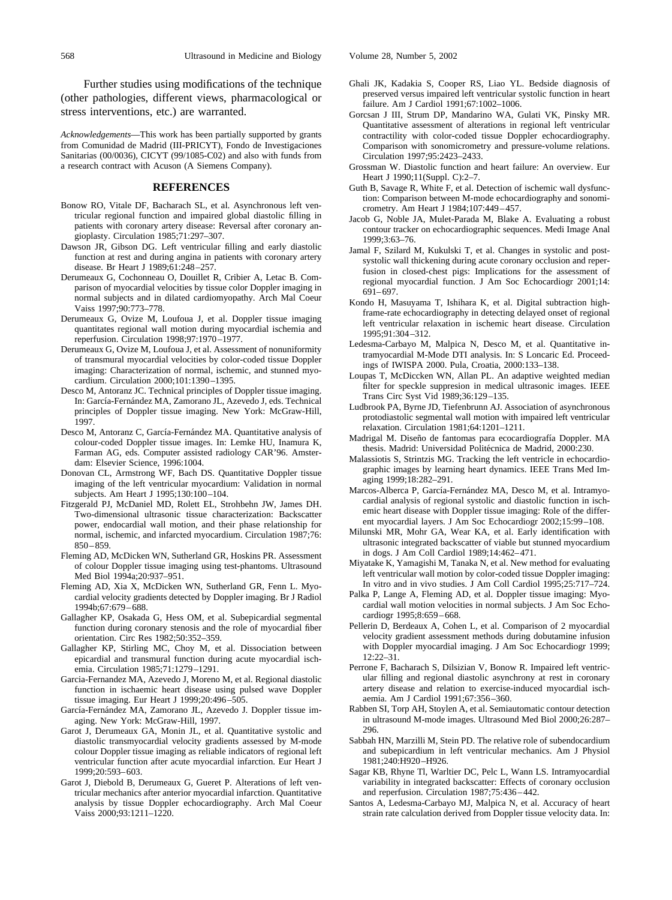Further studies using modifications of the technique (other pathologies, different views, pharmacological or stress interventions, etc.) are warranted.

*Acknowledgements*—This work has been partially supported by grants from Comunidad de Madrid (III-PRICYT), Fondo de Investigaciones Sanitarias (00/0036), CICYT (99/1085-C02) and also with funds from a research contract with Acuson (A Siemens Company).

## REFERENCES

Bonow RO, Vitale DF, Bacharach SL, et al. Asynchronous left ventricular regional function and impaired global diastolic filling in patients with coronary artery disease: Reversal after coronary angioplasty. Circulation 1985;71:297–307.

Dawson JR, Gibson DG. Left ventricular filling and early diastolic function at rest and during angina in patients with coronary artery disease. Br Heart J 1989;61:248–257.

Derumeaux G, Cochonneau O, Douillet R, Cribier A, Letac B. Comparison of myocardial velocities by tissue color Doppler imaging in normal subjects and in dilated cardiomyopathy. Arch Mal Coeur Vaiss 1997;90:773–778.

Derumeaux G, Ovize M, Loufoua J, et al. Doppler tissue imaging quantitates regional wall motion during myocardial ischemia and reperfusion. Circulation 1998;97:1970–1977.

Derumeaux G, Ovize M, Loufoua J, et al. Assessment of nonuniformity of transmural myocardial velocities by color-coded tissue Doppler imaging: Characterization of normal, ischemic, and stunned myocardium. Circulation 2000;101:1390–1395.

Desco M, Antoranz JC. Technical principles of Doppler tissue imaging. In: García-Fernández MA, Zamorano JL, Azevedo J, eds. Technical principles of Doppler tissue imaging. New York: McGraw-Hill, 1997.

Desco M, Antoranz C, García-Fernández MA. Quantitative analysis of colour-coded Doppler tissue images. In: Lemke HU, Inamura K, Farman AG, eds. Computer assisted radiology CAR'96. Amsterdam: Elsevier Science, 1996:1004.

Donovan CL, Armstrong WF, Bach DS. Quantitative Doppler tissue imaging of the left ventricular myocardium: Validation in normal subjects. Am Heart J 1995;130:100–104.

Fitzgerald PJ, McDaniel MD, Rolett EL, Strohbehn JW, James DH. Two-dimensional ultrasonic tissue characterization: Backscatter power, endocardial wall motion, and their phase relationship for normal, ischemic, and infarcted myocardium. Circulation 1987;76: 850–859.

Fleming AD, McDicken WN, Sutherland GR, Hoskins PR. Assessment of colour Doppler tissue imaging using test-phantoms. Ultrasound Med Biol 1994a;20:937–951.

Fleming AD, Xia X, McDicken WN, Sutherland GR, Fenn L. Myocardial velocity gradients detected by Doppler imaging. Br J Radiol 1994b;67:679–688.

Gallagher KP, Osakada G, Hess OM, et al. Subepicardial segmental function during coronary stenosis and the role of myocardial fiber orientation. Circ Res 1982;50:352–359.

Gallagher KP, Stirling MC, Choy M, et al. Dissociation between epicardial and transmural function during acute myocardial ischemia. Circulation 1985;71:1279–1291.

Garcia-Fernandez MA, Azevedo J, Moreno M, et al. Regional diastolic function in ischaemic heart disease using pulsed wave Doppler tissue imaging. Eur Heart J 1999;20:496–505.

García-Fernández MA, Zamorano JL, Azevedo J. Doppler tissue imaging. New York: McGraw-Hill, 1997.

Garot J, Derumeaux GA, Monin JL, et al. Quantitative systolic and diastolic transmyocardial velocity gradients assessed by M-mode colour Doppler tissue imaging as reliable indicators of regional left ventricular function after acute myocardial infarction. Eur Heart J 1999;20:593–603.

Garot J, Diebold B, Derumeaux G, Gueret P. Alterations of left ventricular mechanics after anterior myocardial infarction. Quantitative analysis by tissue Doppler echocardiography. Arch Mal Coeur Vaiss 2000;93:1211–1220.

Ghali JK, Kadakia S, Cooper RS, Liao YL. Bedside diagnosis of preserved versus impaired left ventricular systolic function in heart failure. Am J Cardiol 1991;67:1002–1006.

Gorcsan J III, Strum DP, Mandarino WA, Gulati VK, Pinsky MR. Quantitative assessment of alterations in regional left ventricular contractility with color-coded tissue Doppler echocardiography. Comparison with sonomicrometry and pressure-volume relations. Circulation 1997;95:2423–2433.

Grossman W. Diastolic function and heart failure: An overview. Eur Heart J 1990;11(Suppl. C):2–7.

Guth B, Savage R, White F, et al. Detection of ischemic wall dysfunction: Comparison between M-mode echocardiography and sonomicrometry. Am Heart J 1984;107:449–457.

Jacob G, Noble JA, Mulet-Parada M, Blake A. Evaluating a robust contour tracker on echocardiographic sequences. Medi Image Anal 1999;3:63–76.

Jamal F, Szilard M, Kukulski T, et al. Changes in systolic and post-systolic wall thickening during acute coronary occlusion and reperfusion in closed-chest pigs: Implications for the assessment of regional myocardial function. J Am Soc Echocardiogr 2001;14: 691–697.

Kondo H, Masuyama T, Ishihara K, et al. Digital subtraction high-frame-rate echocardiography in detecting delayed onset of regional left ventricular relaxation in ischemic heart disease. Circulation 1995;91:304–312.

Ledesma-Carbayo M, Malpica N, Desco M, et al. Quantitative intramyocardial M-Mode DTI analysis. In: S Loncaric Ed. Proceedings of IWISPA 2000. Pula, Croatia, 2000:133–138.

Loupas T, McDiccken WN, Allan PL. An adaptive weighted median filter for speckle suppresion in medical ultrasonic images. IEEE Trans Circ Syst Vid 1989;36:129–135.

Ludbrook PA, Byrne JD, Tiefenbrunn AJ. Association of asynchronous protodiastolic segmental wall motion with impaired left ventricular relaxation. Circulation 1981;64:1201–1211.

Madrigal M. Diseño de fantomas para ecocardiografía Doppler. MA thesis. Madrid: Universidad Politécnica de Madrid, 2000:230.

Malassiotis S, Strintzis MG. Tracking the left ventricle in echocardiographic images by learning heart dynamics. IEEE Trans Med Imaging 1999;18:282–291.

Marcos-Alberca P, García-Fernández MA, Desco M, et al. Intramyocardial analysis of regional systolic and diastolic function in ischemic heart disease with Doppler tissue imaging: Role of the different myocardial layers. J Am Soc Echocardiogr 2002;15:99–108.

Milunski MR, Mohr GA, Wear KA, et al. Early identification with ultrasonic integrated backscatter of viable but stunned myocardium in dogs. J Am Coll Cardiol 1989;14:462–471.

Miyatake K, Yamagishi M, Tanaka N, et al. New method for evaluating left ventricular wall motion by color-coded tissue Doppler imaging: In vitro and in vivo studies. J Am Coll Cardiol 1995;25:717–724.

Palka P, Lange A, Fleming AD, et al. Doppler tissue imaging: Myocardial wall motion velocities in normal subjects. J Am Soc Echocardiogr 1995;8:659–668.

Pellerin D, Berdeaux A, Cohen L, et al. Comparison of 2 myocardial velocity gradient assessment methods during dobutamine infusion with Doppler myocardial imaging. J Am Soc Echocardiogr 1999; 12:22–31.

Perrone F, Bacharach S, Dilsizian V, Bonow R. Impaired left ventricular filling and regional diastolic asynchrony at rest in coronary artery disease and relation to exercise-induced myocardial ischaemia. Am J Cardiol 1991;67:356–360.

Rabben SI, Torp AH, Stoylen A, et al. Semiautomatic contour detection in ultrasound M-mode images. Ultrasound Med Biol 2000;26:287–296.

Sabbah HN, Marzilli M, Stein PD. The relative role of subendocardium and subepicardium in left ventricular mechanics. Am J Physiol 1981;240:H920–H926.

Sagar KB, Rhyne Tl, Warltier DC, Pelc L, Wann LS. Intramyocardial variability in integrated backscatter: Effects of coronary occlusion and reperfusion. Circulation 1987;75:436–442.

Santos A, Ledesma-Carbayo MJ, Malpica N, et al. Accuracy of heart strain rate calculation derived from Doppler tissue velocity data. In: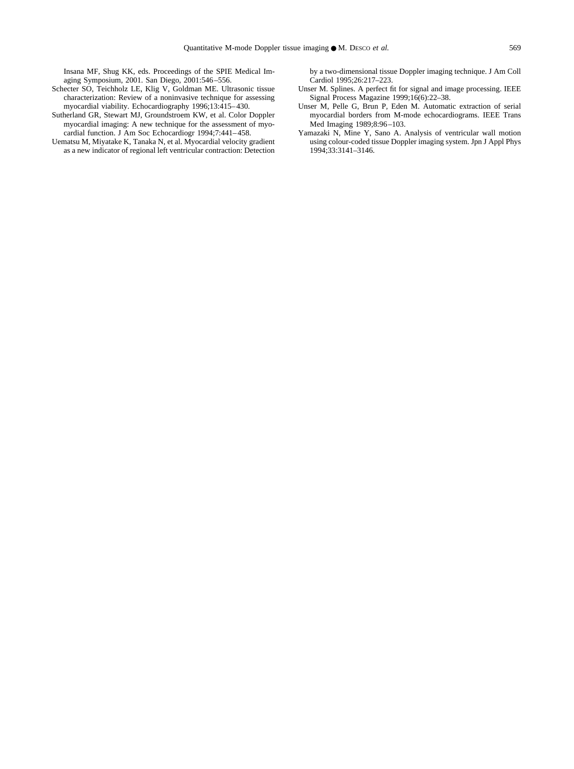Insana MF, Shug KK, eds. Proceedings of the SPIE Medical Imaging Symposium, 2001. San Diego, 2001:546–556.

Schecter SO, Teichholz LE, Klig V, Goldman ME. Ultrasonic tissue characterization: Review of a noninvasive technique for assessing myocardial viability. Echocardiography 1996;13:415–430.

Sutherland GR, Stewart MJ, Groundstroem KW, et al. Color Doppler myocardial imaging: A new technique for the assessment of myocardial function. J Am Soc Echocardiogr 1994;7:441–458.

Uematsu M, Miyatake K, Tanaka N, et al. Myocardial velocity gradient as a new indicator of regional left ventricular contraction: Detection by a two-dimensional tissue Doppler imaging technique. J Am Coll Cardiol 1995;26:217–223.

Unser M. Splines. A perfect fit for signal and image processing. IEEE Signal Process Magazine 1999;16(6):22–38.

Unser M, Pelle G, Brun P, Eden M. Automatic extraction of serial myocardial borders from M-mode echocardiograms. IEEE Trans Med Imaging 1989;8:96–103.

Yamazaki N, Mine Y, Sano A. Analysis of ventricular wall motion using colour-coded tissue Doppler imaging system. Jpn J Appl Phys 1994;33:3141–3146.